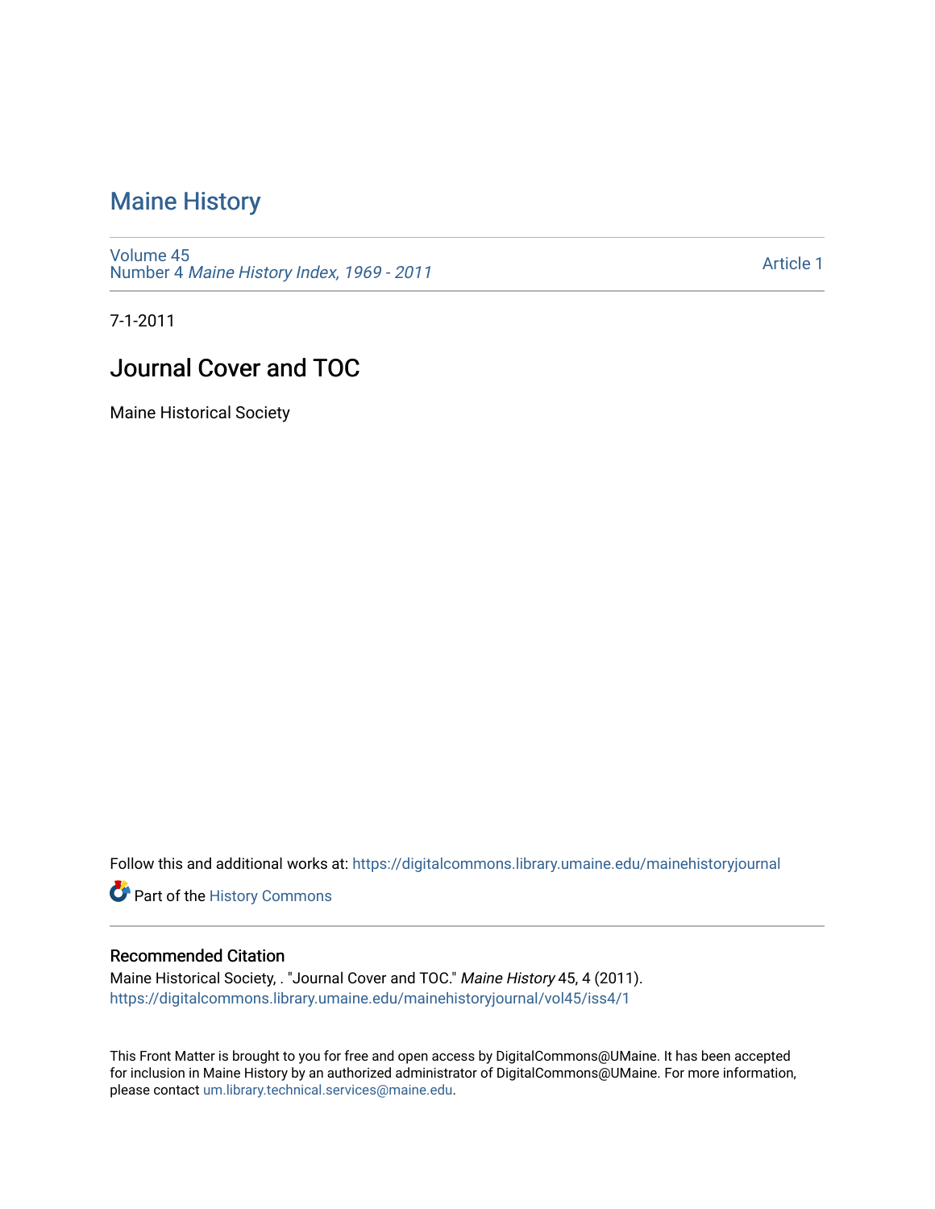# Maine History

Volume 45
Number 4 *Maine History Index, 1969 - 2011*

Article 1

7-1-2011

## Journal Cover and TOC

Maine Historical Society

Follow this and additional works at: https://digitalcommons.library.umaine.edu/mainehistoryjournal

Part of the History Commons

### Recommended Citation

Maine Historical Society, . "Journal Cover and TOC." *Maine History* 45, 4 (2011).
https://digitalcommons.library.umaine.edu/mainehistoryjournal/vol45/iss4/1

This Front Matter is brought to you for free and open access by DigitalCommons@UMaine. It has been accepted for inclusion in Maine History by an authorized administrator of DigitalCommons@UMaine. For more information, please contact um.library.technical.services@maine.edu.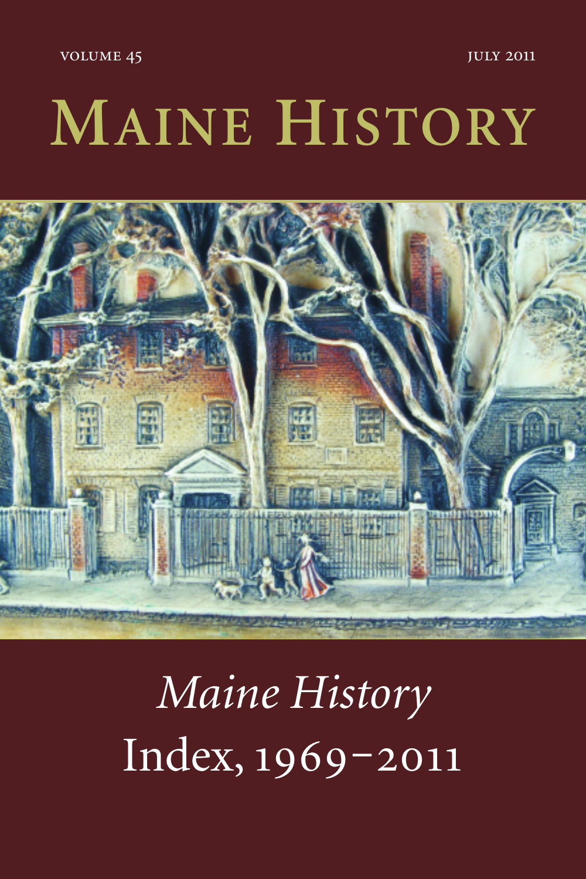VOLUME 45

JULY 2011

# MAINE HISTORY

*Maine History*

Index, 1969–2011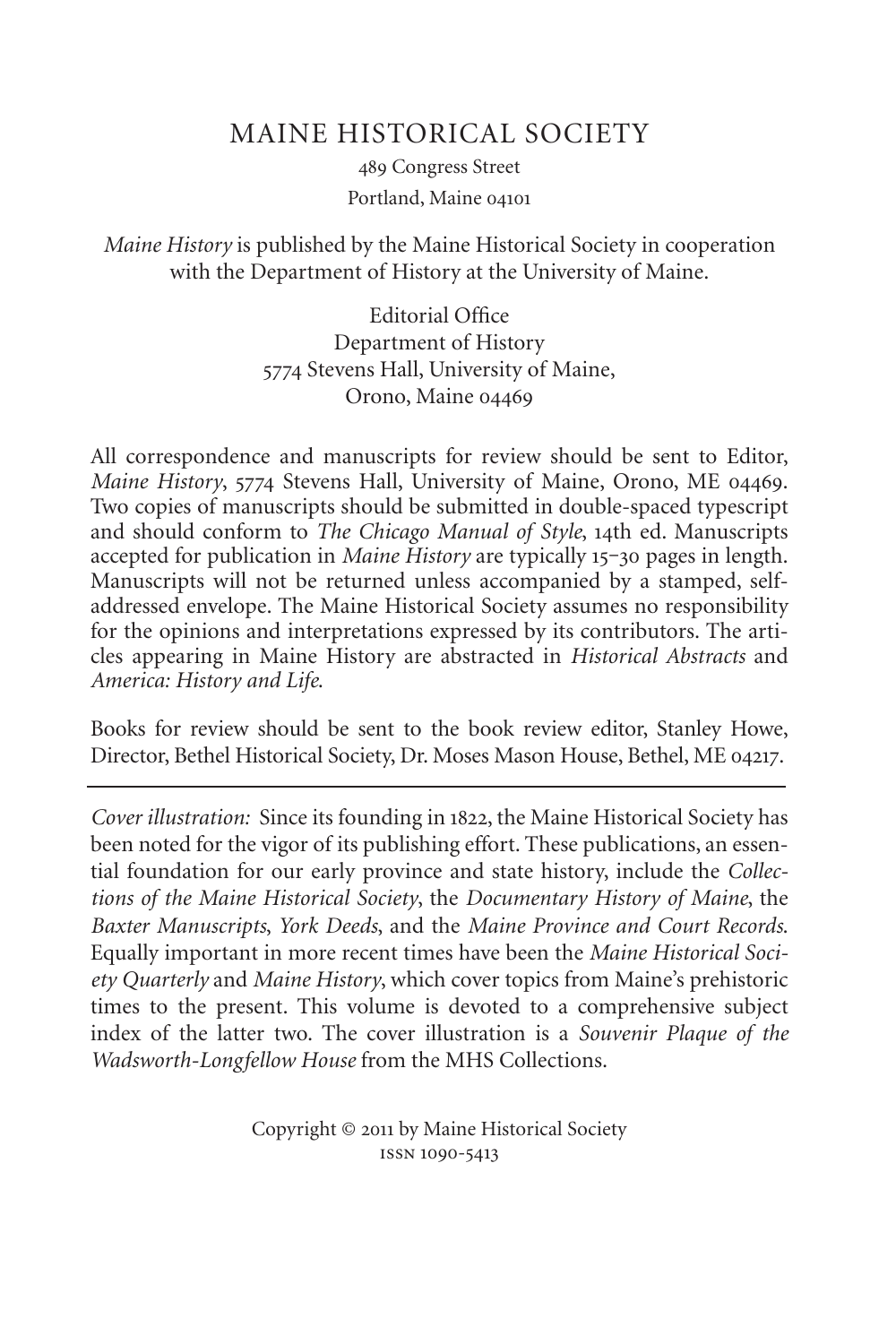# MAINE HISTORICAL SOCIETY

489 Congress Street

Portland, Maine 04101

*Maine History* is published by the Maine Historical Society in cooperation with the Department of History at the University of Maine.

Editorial Office
Department of History
5774 Stevens Hall, University of Maine,
Orono, Maine 04469

All correspondence and manuscripts for review should be sent to Editor, *Maine History*, 5774 Stevens Hall, University of Maine, Orono, ME 04469. Two copies of manuscripts should be submitted in double-spaced typescript and should conform to *The Chicago Manual of Style*, 14th ed. Manuscripts accepted for publication in *Maine History* are typically 15–30 pages in length. Manuscripts will not be returned unless accompanied by a stamped, self-addressed envelope. The Maine Historical Society assumes no responsibility for the opinions and interpretations expressed by its contributors. The articles appearing in Maine History are abstracted in *Historical Abstracts* and *America: History and Life*.

Books for review should be sent to the book review editor, Stanley Howe, Director, Bethel Historical Society, Dr. Moses Mason House, Bethel, ME 04217.

---

*Cover illustration:* Since its founding in 1822, the Maine Historical Society has been noted for the vigor of its publishing effort. These publications, an essential foundation for our early province and state history, include the *Collections of the Maine Historical Society*, the *Documentary History of Maine*, the *Baxter Manuscripts*, *York Deeds*, and the *Maine Province and Court Records*. Equally important in more recent times have been the *Maine Historical Society Quarterly* and *Maine History*, which cover topics from Maine's prehistoric times to the present. This volume is devoted to a comprehensive subject index of the latter two. The cover illustration is a *Souvenir Plaque of the Wadsworth-Longfellow House* from the MHS Collections.

Copyright © 2011 by Maine Historical Society
ISSN 1090-5413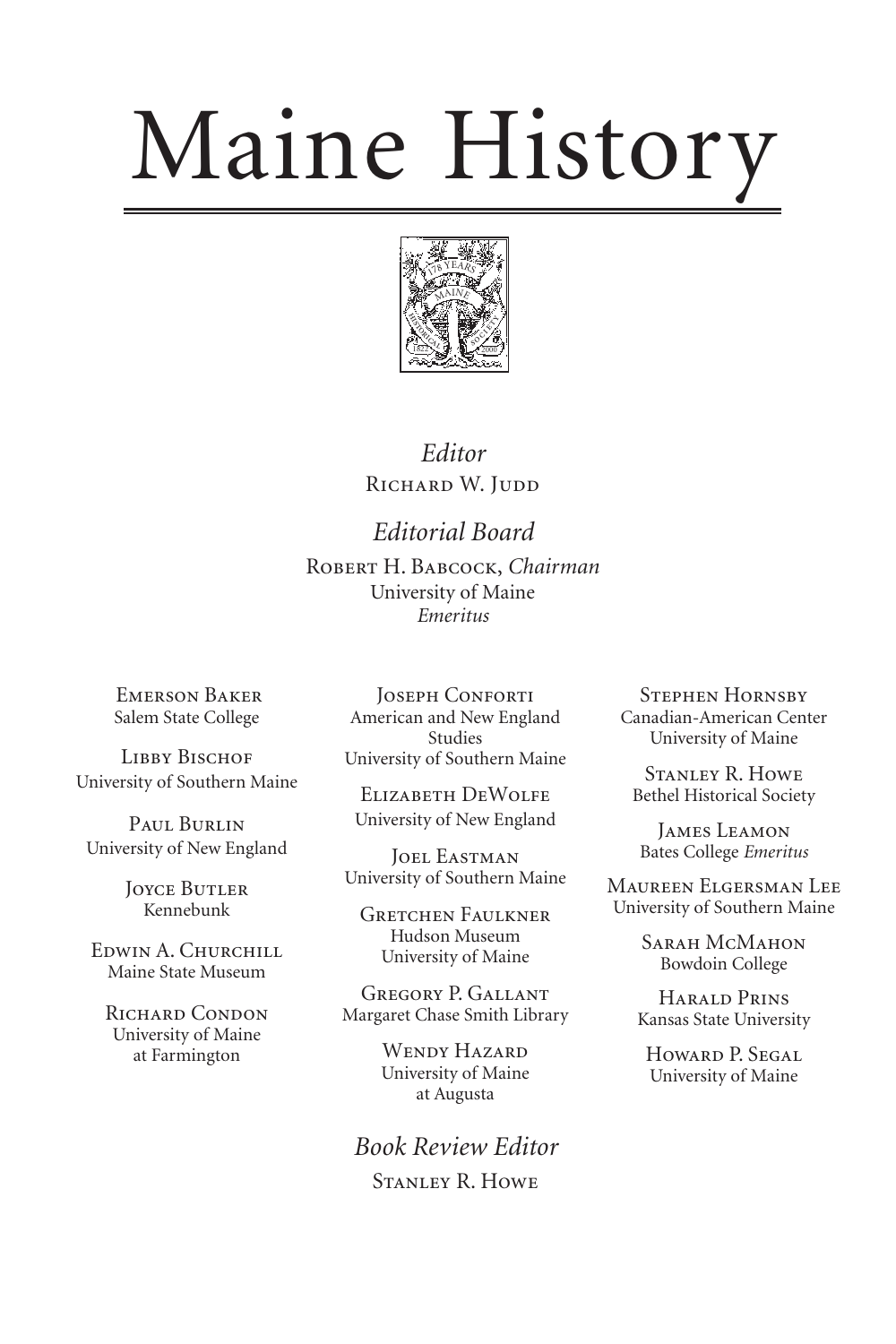# Maine History

*Editor*
Richard W. Judd

*Editorial Board*
Robert H. Babcock, *Chairman*
University of Maine
*Emeritus*

Emerson Baker
Salem State College

Libby Bischof
University of Southern Maine

Paul Burlin
University of New England

Joyce Butler
Kennebunk

Edwin A. Churchill
Maine State Museum

Richard Condon
University of Maine
at Farmington

Joseph Conforti
American and New England Studies
University of Southern Maine

Elizabeth DeWolfe
University of New England

Joel Eastman
University of Southern Maine

Gretchen Faulkner
Hudson Museum
University of Maine

Gregory P. Gallant
Margaret Chase Smith Library

Wendy Hazard
University of Maine
at Augusta

Stephen Hornsby
Canadian-American Center
University of Maine

Stanley R. Howe
Bethel Historical Society

James Leamon
Bates College *Emeritus*

Maureen Elgersman Lee
University of Southern Maine

Sarah McMahon
Bowdoin College

Harald Prins
Kansas State University

Howard P. Segal
University of Maine

*Book Review Editor*
Stanley R. Howe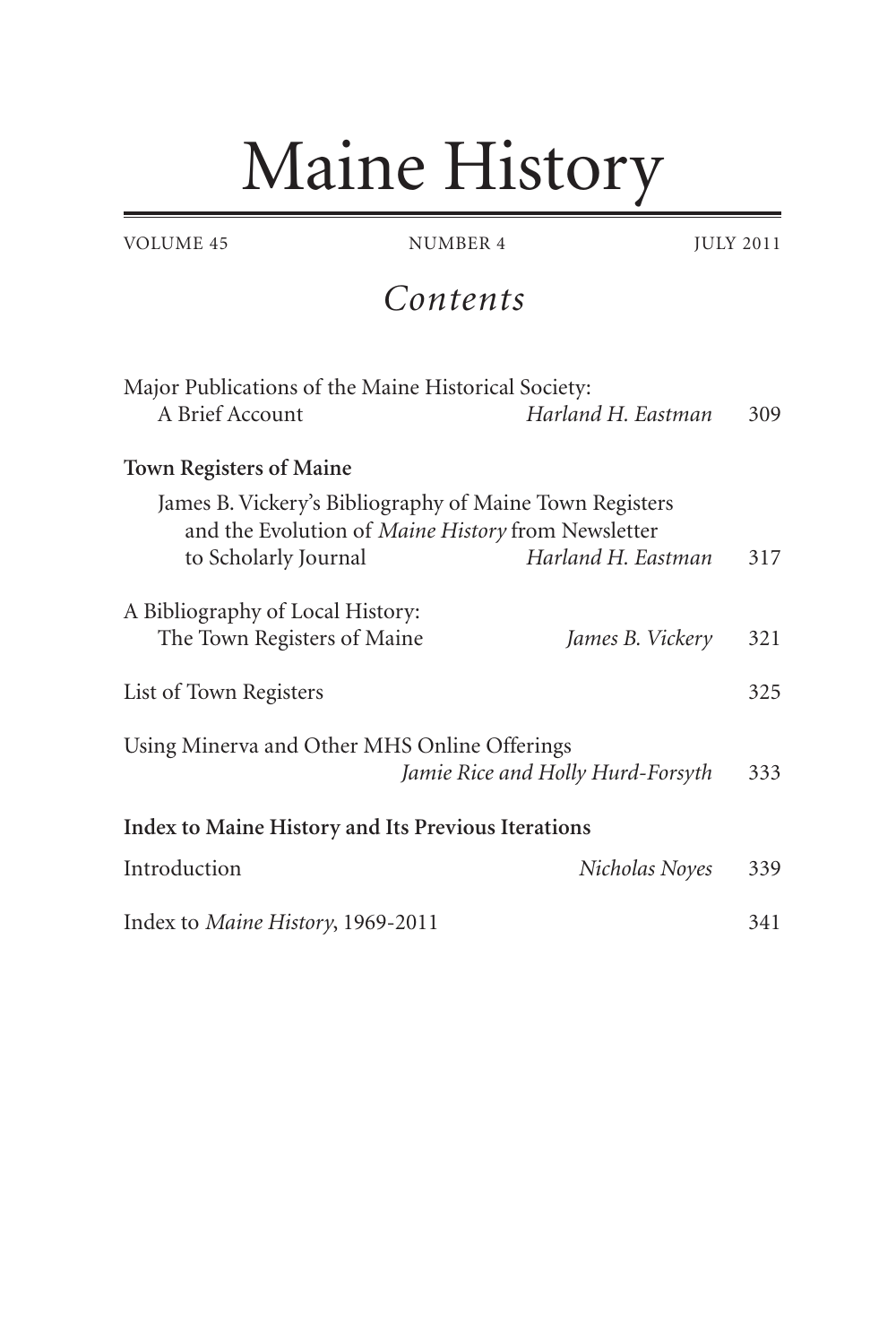# Maine History

VOLUME 45 NUMBER 4 JULY 2011

## *Contents*

Major Publications of the Maine Historical Society: A Brief Account — *Harland H. Eastman* 309

**Town Registers of Maine**

James B. Vickery's Bibliography of Maine Town Registers and the Evolution of *Maine History* from Newsletter to Scholarly Journal — *Harland H. Eastman* 317

A Bibliography of Local History: The Town Registers of Maine — *James B. Vickery* 321

List of Town Registers 325

Using Minerva and Other MHS Online Offerings — *Jamie Rice and Holly Hurd-Forsyth* 333

**Index to Maine History and Its Previous Iterations**

Introduction — *Nicholas Noyes* 339

Index to *Maine History*, 1969-2011 341